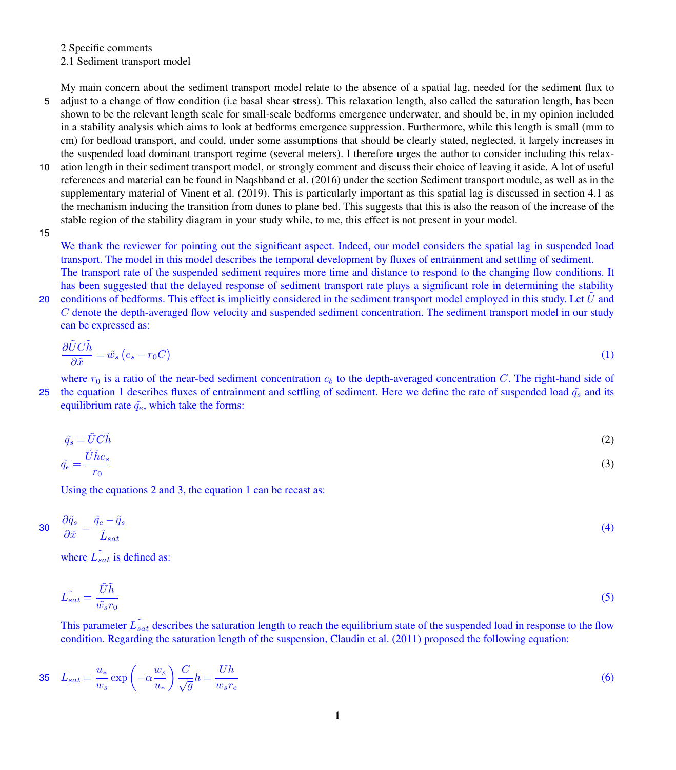## 2 Specific comments

### 2.1 Sediment transport model

My main concern about the sediment transport model relate to the absence of a spatial lag, needed for the sediment flux to adjust to a change of flow condition (i.e basal shear stress). This relaxation length, also called the saturation length, has been shown to be the relevant length scale for small-scale bedforms emergence underwater, and should be, in my opinion included in a stability analysis which aims to look at bedforms emergence suppression. Furthermore, while this length is small (mm to cm) for bedload transport, and could, under some assumptions that should be clearly stated, neglected, it largely increases in the suspended load dominant transport regime (several meters). I therefore urges the author to consider including this relaxation length in their sediment transport model, or strongly comment and discuss their choice of leaving it aside. A lot of useful references and material can be found in Naqshband et al. (2016) under the section Sediment transport module, as well as in the supplementary material of Vinent et al. (2019). This is particularly important as this spatial lag is discussed in section 4.1 as the mechanism inducing the transition from dunes to plane bed. This suggests that this is also the reason of the increase of the stable region of the stability diagram in your study while, to me, this effect is not present in your model.

We thank the reviewer for pointing out the significant aspect. Indeed, our model considers the spatial lag in suspended load transport. The model in this model describes the temporal development by fluxes of entrainment and settling of sediment. The transport rate of the suspended sediment requires more time and distance to respond to the changing flow conditions. It has been suggested that the delayed response of sediment transport rate plays a significant role in determining the stability conditions of bedforms. This effect is implicitly considered in the sediment transport model employed in this study. Let $\tilde{U}$ and $\bar{C}$ denote the depth-averaged flow velocity and suspended sediment concentration. The sediment transport model in our study can be expressed as:

$$\frac{\partial \tilde{U}\bar{C}\tilde{h}}{\partial \tilde{x}} = \tilde{w_s}\left(e_s - r_0\bar{C}\right) \tag{1}$$

where $r_0$ is a ratio of the near-bed sediment concentration $c_b$ to the depth-averaged concentration $C$. The right-hand side of the equation 1 describes fluxes of entrainment and settling of sediment. Here we define the rate of suspended load $\tilde{q_s}$ and its equilibrium rate $\tilde{q_e}$, which take the forms:

$$\tilde{q_s} = \tilde{U}\bar{C}\tilde{h} \tag{2}$$

$$\tilde{q_e} = \frac{\tilde{U}\tilde{h}e_s}{r_0} \tag{3}$$

Using the equations 2 and 3, the equation 1 can be recast as:

$$\frac{\partial \tilde{q_s}}{\partial \tilde{x}} = \frac{\tilde{q_e} - \tilde{q_s}}{\tilde{L}_{sat}} \tag{4}$$

where $\tilde{L_{sat}}$ is defined as:

$$\tilde{L_{sat}} = \frac{\tilde{U}\tilde{h}}{\tilde{w_s}r_0} \tag{5}$$

This parameter $\tilde{L_{sat}}$ describes the saturation length to reach the equilibrium state of the suspended load in response to the flow condition. Regarding the saturation length of the suspension, Claudin et al. (2011) proposed the following equation:

$$L_{sat} = \frac{u_*}{w_s}\exp\left(-\alpha\frac{w_s}{u_*}\right)\frac{C}{\sqrt{g}}h = \frac{Uh}{w_s r_e} \tag{6}$$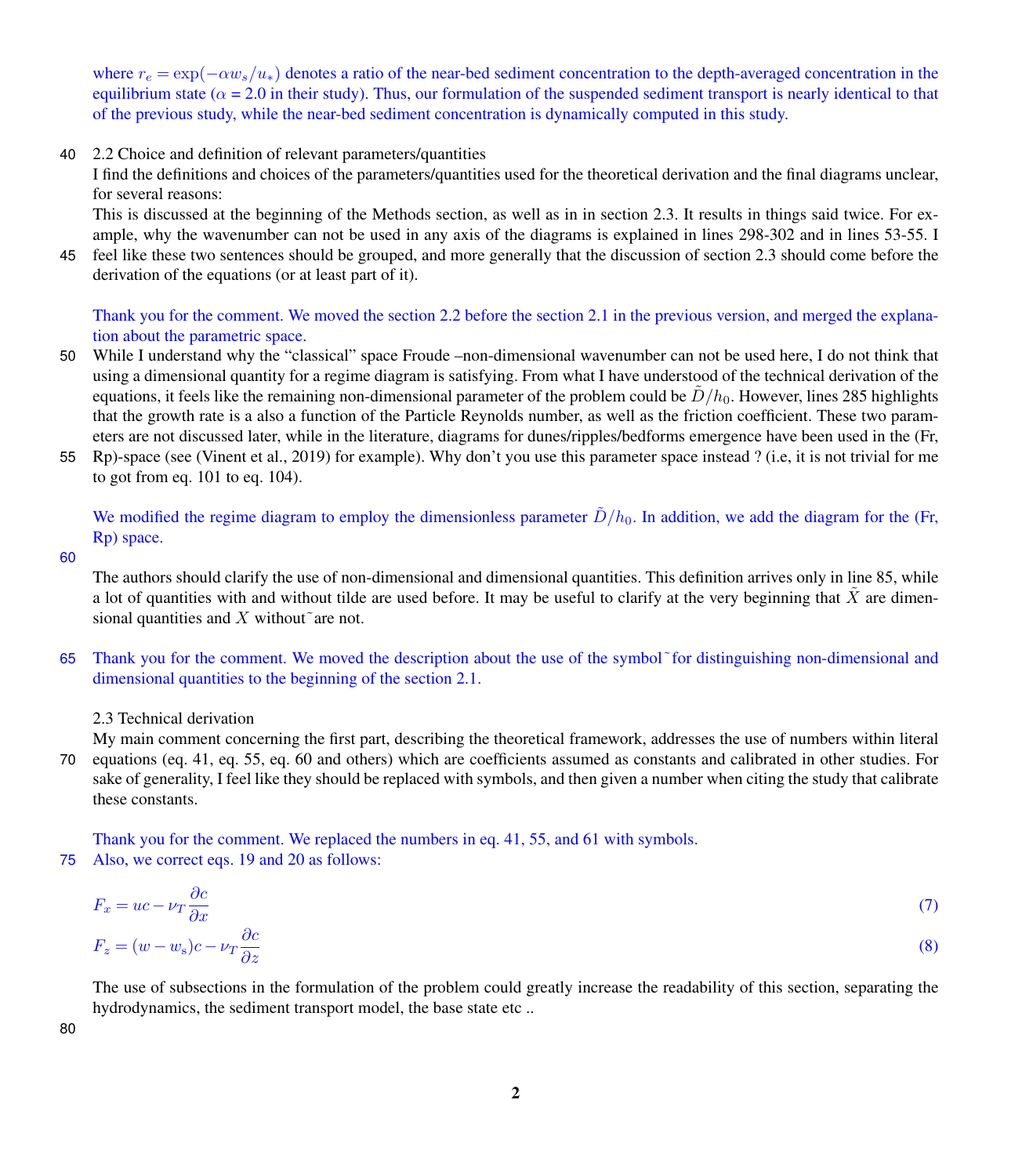where $r_e = \exp(-\alpha w_s/u_*)$ denotes a ratio of the near-bed sediment concentration to the depth-averaged concentration in the equilibrium state ($\alpha$ = 2.0 in their study). Thus, our formulation of the suspended sediment transport is nearly identical to that of the previous study, while the near-bed sediment concentration is dynamically computed in this study.

2.2 Choice and definition of relevant parameters/quantities

I find the definitions and choices of the parameters/quantities used for the theoretical derivation and the final diagrams unclear, for several reasons:

This is discussed at the beginning of the Methods section, as well as in in section 2.3. It results in things said twice. For example, why the wavenumber can not be used in any axis of the diagrams is explained in lines 298-302 and in lines 53-55. I feel like these two sentences should be grouped, and more generally that the discussion of section 2.3 should come before the derivation of the equations (or at least part of it).

Thank you for the comment. We moved the section 2.2 before the section 2.1 in the previous version, and merged the explanation about the parametric space.

While I understand why the "classical" space Froude –non-dimensional wavenumber can not be used here, I do not think that using a dimensional quantity for a regime diagram is satisfying. From what I have understood of the technical derivation of the equations, it feels like the remaining non-dimensional parameter of the problem could be $\tilde{D}/h_0$. However, lines 285 highlights that the growth rate is a also a function of the Particle Reynolds number, as well as the friction coefficient. These two parameters are not discussed later, while in the literature, diagrams for dunes/ripples/bedforms emergence have been used in the (Fr, Rp)-space (see (Vinent et al., 2019) for example). Why don't you use this parameter space instead ? (i.e, it is not trivial for me to got from eq. 101 to eq. 104).

We modified the regime diagram to employ the dimensionless parameter $\tilde{D}/h_0$. In addition, we add the diagram for the (Fr, Rp) space.

The authors should clarify the use of non-dimensional and dimensional quantities. This definition arrives only in line 85, while a lot of quantities with and without tilde are used before. It may be useful to clarify at the very beginning that $\tilde{X}$ are dimensional quantities and $X$ without ˜ are not.

Thank you for the comment. We moved the description about the use of the symbol ˜ for distinguishing non-dimensional and dimensional quantities to the beginning of the section 2.1.

2.3 Technical derivation

My main comment concerning the first part, describing the theoretical framework, addresses the use of numbers within literal equations (eq. 41, eq. 55, eq. 60 and others) which are coefficients assumed as constants and calibrated in other studies. For sake of generality, I feel like they should be replaced with symbols, and then given a number when citing the study that calibrate these constants.

Thank you for the comment. We replaced the numbers in eq. 41, 55, and 61 with symbols.
Also, we correct eqs. 19 and 20 as follows:

$$F_x = uc - \nu_T \frac{\partial c}{\partial x} \tag{7}$$

$$F_z = (w - w_{\mathrm{s}})c - \nu_T \frac{\partial c}{\partial z} \tag{8}$$

The use of subsections in the formulation of the problem could greatly increase the readability of this section, separating the hydrodynamics, the sediment transport model, the base state etc ..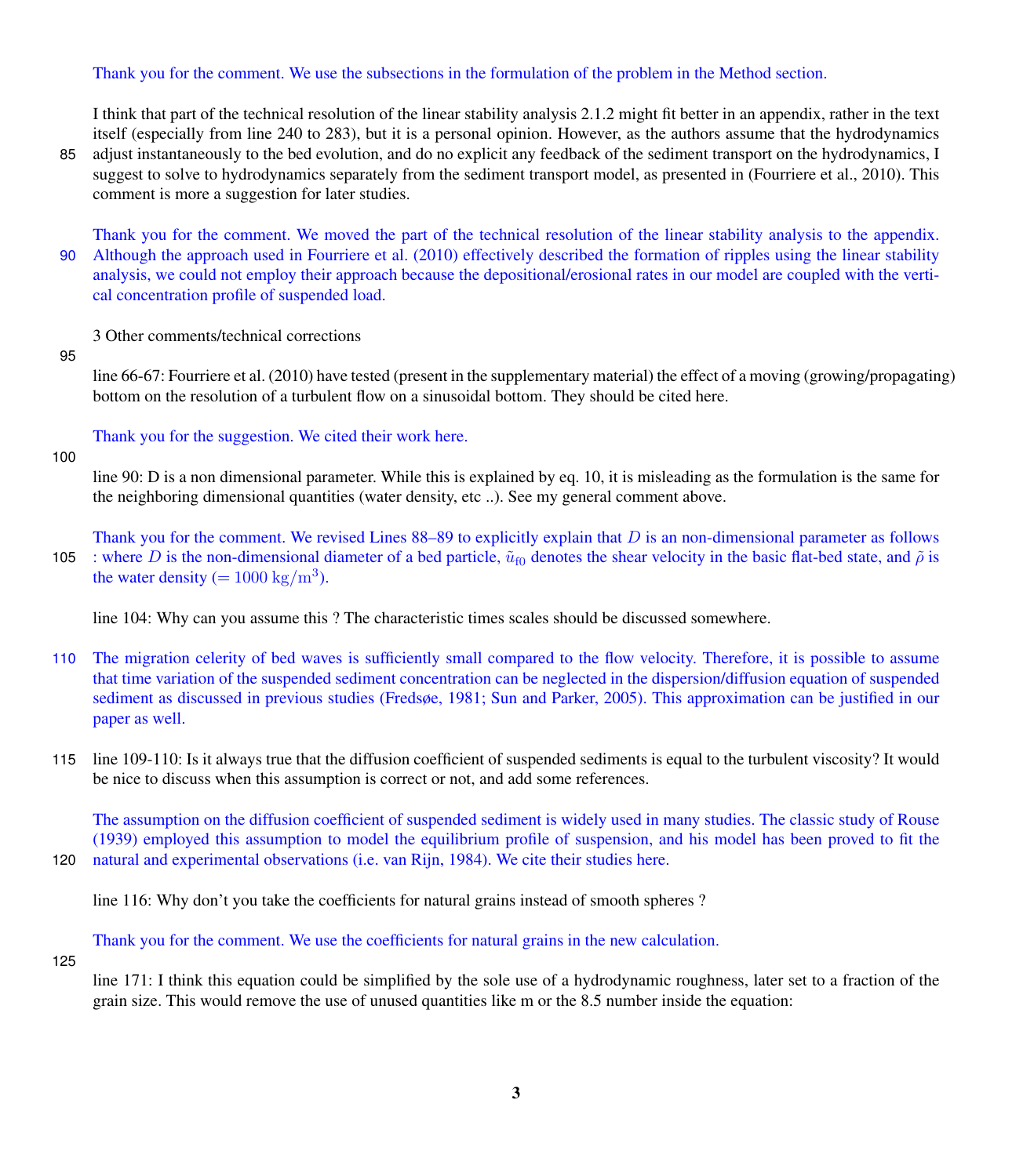Thank you for the comment. We use the subsections in the formulation of the problem in the Method section.

I think that part of the technical resolution of the linear stability analysis 2.1.2 might fit better in an appendix, rather in the text itself (especially from line 240 to 283), but it is a personal opinion. However, as the authors assume that the hydrodynamics adjust instantaneously to the bed evolution, and do no explicit any feedback of the sediment transport on the hydrodynamics, I suggest to solve to hydrodynamics separately from the sediment transport model, as presented in (Fourriere et al., 2010). This comment is more a suggestion for later studies.

Thank you for the comment. We moved the part of the technical resolution of the linear stability analysis to the appendix. Although the approach used in Fourriere et al. (2010) effectively described the formation of ripples using the linear stability analysis, we could not employ their approach because the depositional/erosional rates in our model are coupled with the vertical concentration profile of suspended load.

3 Other comments/technical corrections

line 66-67: Fourriere et al. (2010) have tested (present in the supplementary material) the effect of a moving (growing/propagating) bottom on the resolution of a turbulent flow on a sinusoidal bottom. They should be cited here.

Thank you for the suggestion. We cited their work here.

line 90: D is a non dimensional parameter. While this is explained by eq. 10, it is misleading as the formulation is the same for the neighboring dimensional quantities (water density, etc ..). See my general comment above.

Thank you for the comment. We revised Lines 88–89 to explicitly explain that $D$ is an non-dimensional parameter as follows : where $D$ is the non-dimensional diameter of a bed particle, $\tilde{u}_{f0}$ denotes the shear velocity in the basic flat-bed state, and $\tilde{\rho}$ is the water density ($= 1000\ \mathrm{kg/m^3}$).

line 104: Why can you assume this ? The characteristic times scales should be discussed somewhere.

The migration celerity of bed waves is sufficiently small compared to the flow velocity. Therefore, it is possible to assume that time variation of the suspended sediment concentration can be neglected in the dispersion/diffusion equation of suspended sediment as discussed in previous studies (Fredsøe, 1981; Sun and Parker, 2005). This approximation can be justified in our paper as well.

line 109-110: Is it always true that the diffusion coefficient of suspended sediments is equal to the turbulent viscosity? It would be nice to discuss when this assumption is correct or not, and add some references.

The assumption on the diffusion coefficient of suspended sediment is widely used in many studies. The classic study of Rouse (1939) employed this assumption to model the equilibrium profile of suspension, and his model has been proved to fit the natural and experimental observations (i.e. van Rijn, 1984). We cite their studies here.

line 116: Why don't you take the coefficients for natural grains instead of smooth spheres ?

Thank you for the comment. We use the coefficients for natural grains in the new calculation.

line 171: I think this equation could be simplified by the sole use of a hydrodynamic roughness, later set to a fraction of the grain size. This would remove the use of unused quantities like m or the 8.5 number inside the equation: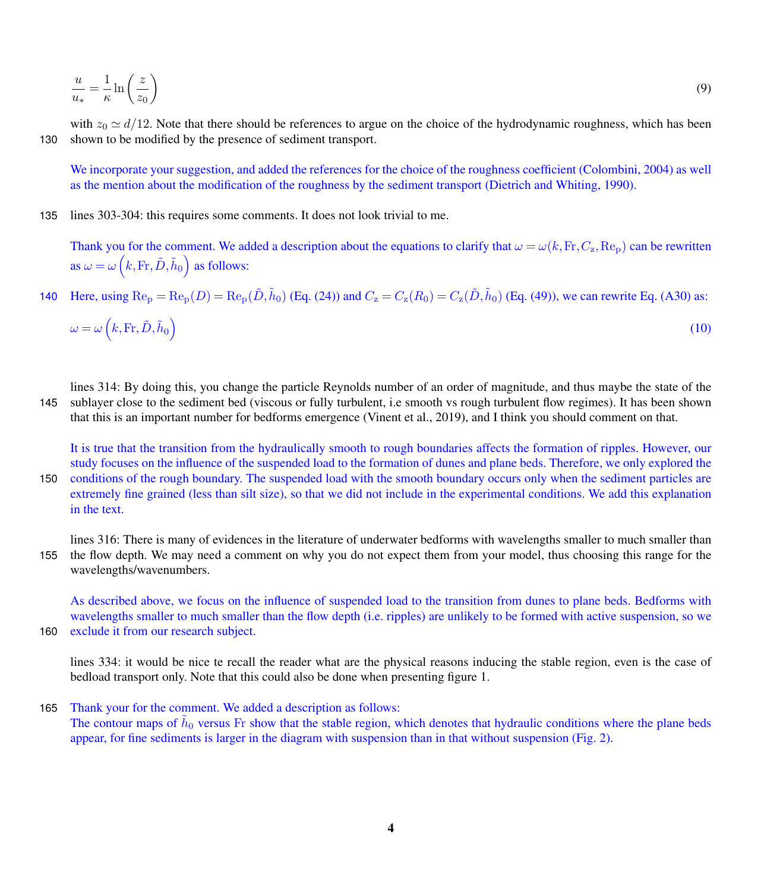$$\frac{u}{u_*} = \frac{1}{\kappa} \ln\left(\frac{z}{z_0}\right) \tag{9}$$

with $z_0 \simeq d/12$. Note that there should be references to argue on the choice of the hydrodynamic roughness, which has been shown to be modified by the presence of sediment transport.

We incorporate your suggestion, and added the references for the choice of the roughness coefficient (Colombini, 2004) as well as the mention about the modification of the roughness by the sediment transport (Dietrich and Whiting, 1990).

lines 303-304: this requires some comments. It does not look trivial to me.

Thank you for the comment. We added a description about the equations to clarify that $\omega = \omega(k, \mathrm{Fr}, C_\mathrm{z}, \mathrm{Re}_\mathrm{p})$ can be rewritten as $\omega = \omega\left(k, \mathrm{Fr}, \tilde{D}, \tilde{h}_0\right)$ as follows:

Here, using $\mathrm{Re}_\mathrm{p} = \mathrm{Re}_\mathrm{p}(D) = \mathrm{Re}_\mathrm{p}(\tilde{D}, \tilde{h}_0)$ (Eq. (24)) and $C_\mathrm{z} = C_\mathrm{z}(R_0) = C_\mathrm{z}(\tilde{D}, \tilde{h}_0)$ (Eq. (49)), we can rewrite Eq. (A30) as:

$$\omega = \omega\left(k, \mathrm{Fr}, \tilde{D}, \tilde{h}_0\right) \tag{10}$$

lines 314: By doing this, you change the particle Reynolds number of an order of magnitude, and thus maybe the state of the sublayer close to the sediment bed (viscous or fully turbulent, i.e smooth vs rough turbulent flow regimes). It has been shown that this is an important number for bedforms emergence (Vinent et al., 2019), and I think you should comment on that.

It is true that the transition from the hydraulically smooth to rough boundaries affects the formation of ripples. However, our study focuses on the influence of the suspended load to the formation of dunes and plane beds. Therefore, we only explored the conditions of the rough boundary. The suspended load with the smooth boundary occurs only when the sediment particles are extremely fine grained (less than silt size), so that we did not include in the experimental conditions. We add this explanation in the text.

lines 316: There is many of evidences in the literature of underwater bedforms with wavelengths smaller to much smaller than the flow depth. We may need a comment on why you do not expect them from your model, thus choosing this range for the wavelengths/wavenumbers.

As described above, we focus on the influence of suspended load to the transition from dunes to plane beds. Bedforms with wavelengths smaller to much smaller than the flow depth (i.e. ripples) are unlikely to be formed with active suspension, so we exclude it from our research subject.

lines 334: it would be nice te recall the reader what are the physical reasons inducing the stable region, even is the case of bedload transport only. Note that this could also be done when presenting figure 1.

Thank your for the comment. We added a description as follows:
The contour maps of $\tilde{h}_0$ versus Fr show that the stable region, which denotes that hydraulic conditions where the plane beds appear, for fine sediments is larger in the diagram with suspension than in that without suspension (Fig. 2).